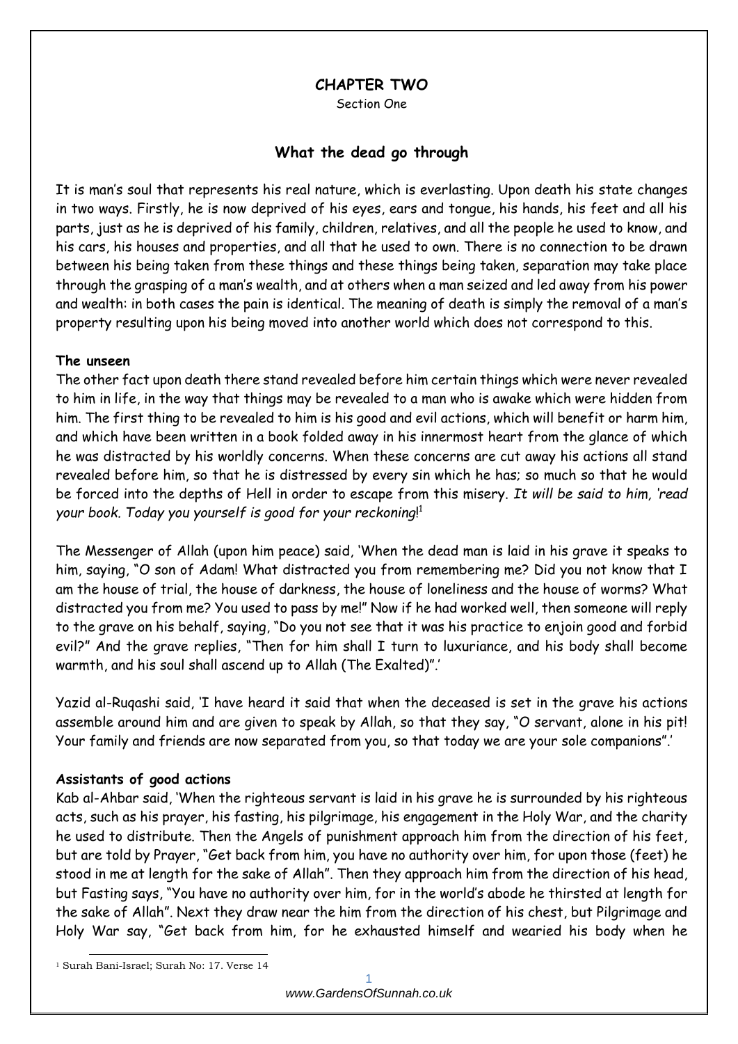## CHAPTER TWO

Section One

### What the dead go through

It is man's soul that represents his real nature, which is everlasting. Upon death his state changes in two ways. Firstly, he is now deprived of his eyes, ears and tongue, his hands, his feet and all his parts, just as he is deprived of his family, children, relatives, and all the people he used to know, and his cars, his houses and properties, and all that he used to own. There is no connection to be drawn between his being taken from these things and these things being taken, separation may take place through the grasping of a man's wealth, and at others when a man seized and led away from his power and wealth: in both cases the pain is identical. The meaning of death is simply the removal of a man's property resulting upon his being moved into another world which does not correspond to this.

**The unseen**

The other fact upon death there stand revealed before him certain things which were never revealed to him in life, in the way that things may be revealed to a man who is awake which were hidden from him. The first thing to be revealed to him is his good and evil actions, which will benefit or harm him, and which have been written in a book folded away in his innermost heart from the glance of which he was distracted by his worldly concerns. When these concerns are cut away his actions all stand revealed before him, so that he is distressed by every sin which he has; so much so that he would be forced into the depths of Hell in order to escape from this misery. *It will be said to him, 'read your book. Today you yourself is good for your reckoning*![1]

The Messenger of Allah (upon him peace) said, 'When the dead man is laid in his grave it speaks to him, saying, "O son of Adam! What distracted you from remembering me? Did you not know that I am the house of trial, the house of darkness, the house of loneliness and the house of worms? What distracted you from me? You used to pass by me!" Now if he had worked well, then someone will reply to the grave on his behalf, saying, "Do you not see that it was his practice to enjoin good and forbid evil?" And the grave replies, "Then for him shall I turn to luxuriance, and his body shall become warmth, and his soul shall ascend up to Allah (The Exalted)".'

Yazid al-Ruqashi said, 'I have heard it said that when the deceased is set in the grave his actions assemble around him and are given to speak by Allah, so that they say, "O servant, alone in his pit! Your family and friends are now separated from you, so that today we are your sole companions".'

**Assistants of good actions**

Kab al-Ahbar said, 'When the righteous servant is laid in his grave he is surrounded by his righteous acts, such as his prayer, his fasting, his pilgrimage, his engagement in the Holy War, and the charity he used to distribute. Then the Angels of punishment approach him from the direction of his feet, but are told by Prayer, "Get back from him, you have no authority over him, for upon those (feet) he stood in me at length for the sake of Allah". Then they approach him from the direction of his head, but Fasting says, "You have no authority over him, for in the world's abode he thirsted at length for the sake of Allah". Next they draw near the him from the direction of his chest, but Pilgrimage and Holy War say, "Get back from him, for he exhausted himself and wearied his body when he

[1] Surah Bani-Israel; Surah No: 17. Verse 14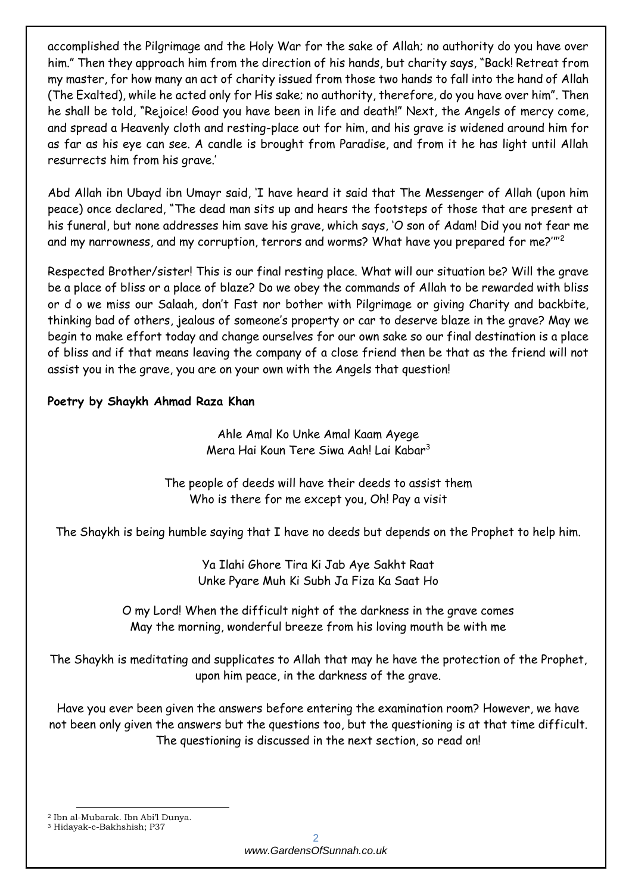accomplished the Pilgrimage and the Holy War for the sake of Allah; no authority do you have over him." Then they approach him from the direction of his hands, but charity says, "Back! Retreat from my master, for how many an act of charity issued from those two hands to fall into the hand of Allah (The Exalted), while he acted only for His sake; no authority, therefore, do you have over him". Then he shall be told, "Rejoice! Good you have been in life and death!" Next, the Angels of mercy come, and spread a Heavenly cloth and resting-place out for him, and his grave is widened around him for as far as his eye can see. A candle is brought from Paradise, and from it he has light until Allah resurrects him from his grave.'

Abd Allah ibn Ubayd ibn Umayr said, 'I have heard it said that The Messenger of Allah (upon him peace) once declared, "The dead man sits up and hears the footsteps of those that are present at his funeral, but none addresses him save his grave, which says, 'O son of Adam! Did you not fear me and my narrowness, and my corruption, terrors and worms? What have you prepared for me?'"'[2]

Respected Brother/sister! This is our final resting place. What will our situation be? Will the grave be a place of bliss or a place of blaze? Do we obey the commands of Allah to be rewarded with bliss or d o we miss our Salaah, don't Fast nor bother with Pilgrimage or giving Charity and backbite, thinking bad of others, jealous of someone's property or car to deserve blaze in the grave? May we begin to make effort today and change ourselves for our own sake so our final destination is a place of bliss and if that means leaving the company of a close friend then be that as the friend will not assist you in the grave, you are on your own with the Angels that question!

**Poetry by Shaykh Ahmad Raza Khan**

Ahle Amal Ko Unke Amal Kaam Ayege
Mera Hai Koun Tere Siwa Aah! Lai Kabar[3]

The people of deeds will have their deeds to assist them
Who is there for me except you, Oh! Pay a visit

The Shaykh is being humble saying that I have no deeds but depends on the Prophet to help him.

Ya Ilahi Ghore Tira Ki Jab Aye Sakht Raat
Unke Pyare Muh Ki Subh Ja Fiza Ka Saat Ho

O my Lord! When the difficult night of the darkness in the grave comes
May the morning, wonderful breeze from his loving mouth be with me

The Shaykh is meditating and supplicates to Allah that may he have the protection of the Prophet, upon him peace, in the darkness of the grave.

Have you ever been given the answers before entering the examination room? However, we have not been only given the answers but the questions too, but the questioning is at that time difficult. The questioning is discussed in the next section, so read on!

[2] Ibn al-Mubarak. Ibn Abi'l Dunya.
[3] Hidayak-e-Bakhshish; P37

www.GardensOfSunnah.co.uk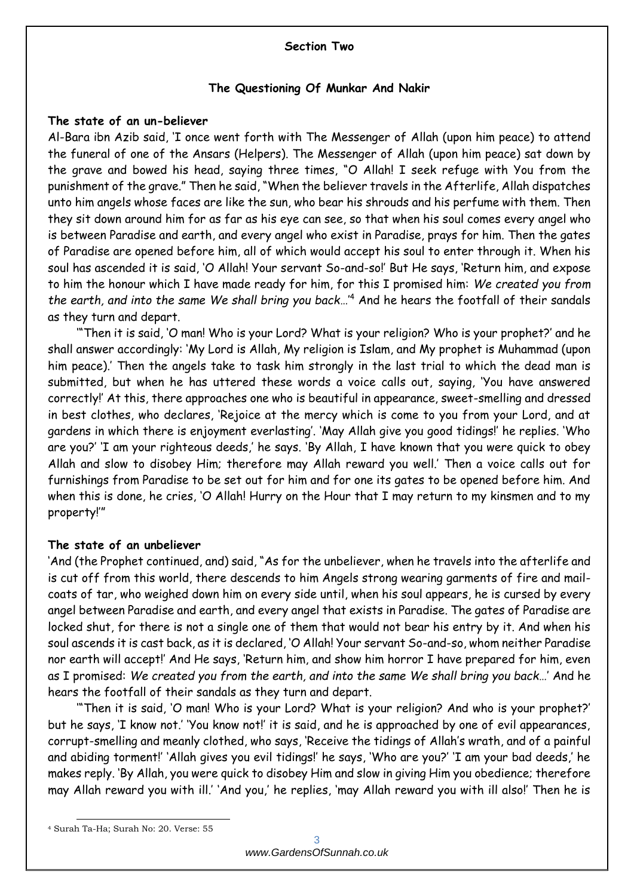**Section Two**

**The Questioning Of Munkar And Nakir**

**The state of an un-believer**

Al-Bara ibn Azib said, 'I once went forth with The Messenger of Allah (upon him peace) to attend the funeral of one of the Ansars (Helpers). The Messenger of Allah (upon him peace) sat down by the grave and bowed his head, saying three times, "O Allah! I seek refuge with You from the punishment of the grave." Then he said, "When the believer travels in the Afterlife, Allah dispatches unto him angels whose faces are like the sun, who bear his shrouds and his perfume with them. Then they sit down around him for as far as his eye can see, so that when his soul comes every angel who is between Paradise and earth, and every angel who exist in Paradise, prays for him. Then the gates of Paradise are opened before him, all of which would accept his soul to enter through it. When his soul has ascended it is said, 'O Allah! Your servant So-and-so!' But He says, 'Return him, and expose to him the honour which I have made ready for him, for this I promised him: *We created you from the earth, and into the same We shall bring you back…*'[4] And he hears the footfall of their sandals as they turn and depart.

'"Then it is said, 'O man! Who is your Lord? What is your religion? Who is your prophet?' and he shall answer accordingly: 'My Lord is Allah, My religion is Islam, and My prophet is Muhammad (upon him peace).' Then the angels take to task him strongly in the last trial to which the dead man is submitted, but when he has uttered these words a voice calls out, saying, 'You have answered correctly!' At this, there approaches one who is beautiful in appearance, sweet-smelling and dressed in best clothes, who declares, 'Rejoice at the mercy which is come to you from your Lord, and at gardens in which there is enjoyment everlasting'. 'May Allah give you good tidings!' he replies. 'Who are you?' 'I am your righteous deeds,' he says. 'By Allah, I have known that you were quick to obey Allah and slow to disobey Him; therefore may Allah reward you well.' Then a voice calls out for furnishings from Paradise to be set out for him and for one its gates to be opened before him. And when this is done, he cries, 'O Allah! Hurry on the Hour that I may return to my kinsmen and to my property!'"

**The state of an unbeliever**

'And (the Prophet continued, and) said, "As for the unbeliever, when he travels into the afterlife and is cut off from this world, there descends to him Angels strong wearing garments of fire and mail-coats of tar, who weighed down him on every side until, when his soul appears, he is cursed by every angel between Paradise and earth, and every angel that exists in Paradise. The gates of Paradise are locked shut, for there is not a single one of them that would not bear his entry by it. And when his soul ascends it is cast back, as it is declared, 'O Allah! Your servant So-and-so, whom neither Paradise nor earth will accept!' And He says, 'Return him, and show him horror I have prepared for him, even as I promised: *We created you from the earth, and into the same We shall bring you back…*' And he hears the footfall of their sandals as they turn and depart.

'"Then it is said, 'O man! Who is your Lord? What is your religion? And who is your prophet?' but he says, 'I know not.' 'You know not!' it is said, and he is approached by one of evil appearances, corrupt-smelling and meanly clothed, who says, 'Receive the tidings of Allah's wrath, and of a painful and abiding torment!' 'Allah gives you evil tidings!' he says, 'Who are you?' 'I am your bad deeds,' he makes reply. 'By Allah, you were quick to disobey Him and slow in giving Him you obedience; therefore may Allah reward you with ill.' 'And you,' he replies, 'may Allah reward you with ill also!' Then he is

---

[4] Surah Ta-Ha; Surah No: 20. Verse: 55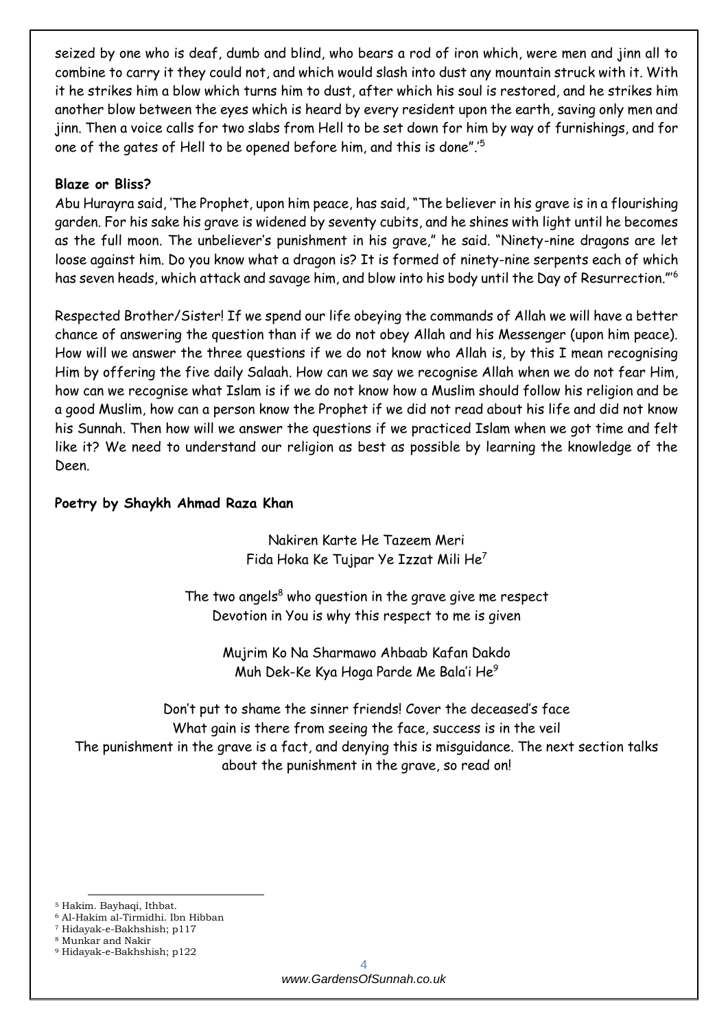seized by one who is deaf, dumb and blind, who bears a rod of iron which, were men and jinn all to combine to carry it they could not, and which would slash into dust any mountain struck with it. With it he strikes him a blow which turns him to dust, after which his soul is restored, and he strikes him another blow between the eyes which is heard by every resident upon the earth, saving only men and jinn. Then a voice calls for two slabs from Hell to be set down for him by way of furnishings, and for one of the gates of Hell to be opened before him, and this is done".'[5]

**Blaze or Bliss?**

Abu Hurayra said, 'The Prophet, upon him peace, has said, "The believer in his grave is in a flourishing garden. For his sake his grave is widened by seventy cubits, and he shines with light until he becomes as the full moon. The unbeliever's punishment in his grave," he said. "Ninety-nine dragons are let loose against him. Do you know what a dragon is? It is formed of ninety-nine serpents each of which has seven heads, which attack and savage him, and blow into his body until the Day of Resurrection."'[6]

Respected Brother/Sister! If we spend our life obeying the commands of Allah we will have a better chance of answering the question than if we do not obey Allah and his Messenger (upon him peace). How will we answer the three questions if we do not know who Allah is, by this I mean recognising Him by offering the five daily Salaah. How can we say we recognise Allah when we do not fear Him, how can we recognise what Islam is if we do not know how a Muslim should follow his religion and be a good Muslim, how can a person know the Prophet if we did not read about his life and did not know his Sunnah. Then how will we answer the questions if we practiced Islam when we got time and felt like it? We need to understand our religion as best as possible by learning the knowledge of the Deen.

**Poetry by Shaykh Ahmad Raza Khan**

Nakiren Karte He Tazeem Meri
Fida Hoka Ke Tujpar Ye Izzat Mili He[7]

The two angels[8] who question in the grave give me respect
Devotion in You is why this respect to me is given

Mujrim Ko Na Sharmawo Ahbaab Kafan Dakdo
Muh Dek-Ke Kya Hoga Parde Me Bala'i He[9]

Don't put to shame the sinner friends! Cover the deceased's face
What gain is there from seeing the face, success is in the veil

The punishment in the grave is a fact, and denying this is misguidance. The next section talks about the punishment in the grave, so read on!

---

[5] Hakim. Bayhaqi, Ithbat.
[6] Al-Hakim al-Tirmidhi. Ibn Hibban
[7] Hidayak-e-Bakhshish; p117
[8] Munkar and Nakir
[9] Hidayak-e-Bakhshish; p122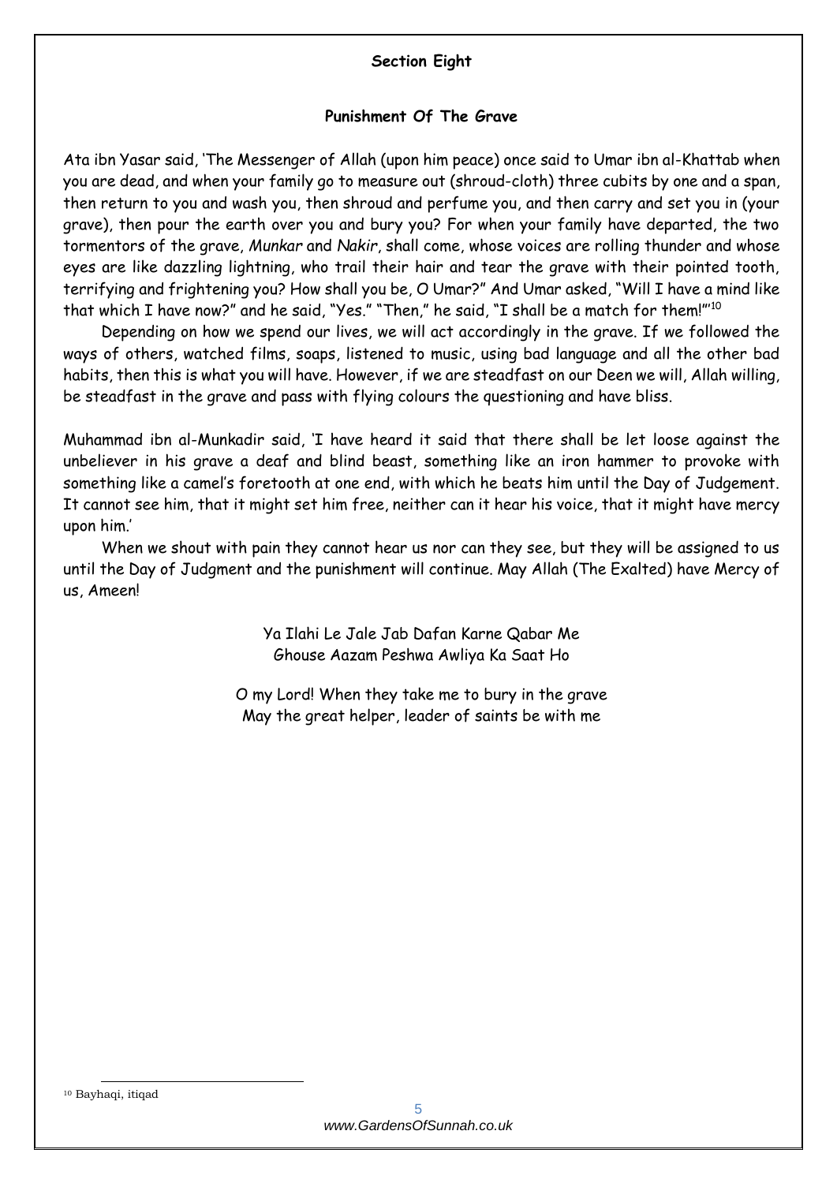**Section Eight**

**Punishment Of The Grave**

Ata ibn Yasar said, 'The Messenger of Allah (upon him peace) once said to Umar ibn al-Khattab when you are dead, and when your family go to measure out (shroud-cloth) three cubits by one and a span, then return to you and wash you, then shroud and perfume you, and then carry and set you in (your grave), then pour the earth over you and bury you? For when your family have departed, the two tormentors of the grave, *Munkar* and *Nakir*, shall come, whose voices are rolling thunder and whose eyes are like dazzling lightning, who trail their hair and tear the grave with their pointed tooth, terrifying and frightening you? How shall you be, O Umar?" And Umar asked, "Will I have a mind like that which I have now?" and he said, "Yes." "Then," he said, "I shall be a match for them!"'[10]

Depending on how we spend our lives, we will act accordingly in the grave. If we followed the ways of others, watched films, soaps, listened to music, using bad language and all the other bad habits, then this is what you will have. However, if we are steadfast on our Deen we will, Allah willing, be steadfast in the grave and pass with flying colours the questioning and have bliss.

Muhammad ibn al-Munkadir said, 'I have heard it said that there shall be let loose against the unbeliever in his grave a deaf and blind beast, something like an iron hammer to provoke with something like a camel's foretooth at one end, with which he beats him until the Day of Judgement. It cannot see him, that it might set him free, neither can it hear his voice, that it might have mercy upon him.'

When we shout with pain they cannot hear us nor can they see, but they will be assigned to us until the Day of Judgment and the punishment will continue. May Allah (The Exalted) have Mercy of us, Ameen!

Ya Ilahi Le Jale Jab Dafan Karne Qabar Me
Ghouse Aazam Peshwa Awliya Ka Saat Ho

O my Lord! When they take me to bury in the grave
May the great helper, leader of saints be with me

---

[10] Bayhaqi, itiqad